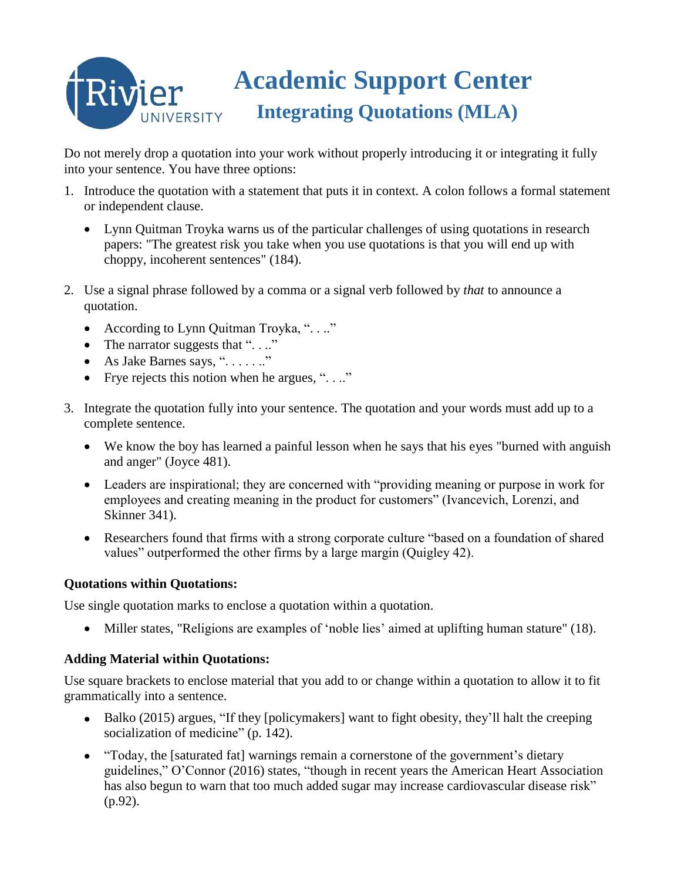# Academic Support Center

## Integrating Quotations (MLA)

Do not merely drop a quotation into your work without properly introducing it or integrating it fully into your sentence. You have three options:

1. Introduce the quotation with a statement that puts it in context. A colon follows a formal statement or independent clause.
   - Lynn Quitman Troyka warns us of the particular challenges of using quotations in research papers: "The greatest risk you take when you use quotations is that you will end up with choppy, incoherent sentences" (184).

2. Use a signal phrase followed by a comma or a signal verb followed by *that* to announce a quotation.
   - According to Lynn Quitman Troyka, ". . .."
   - The narrator suggests that ". . .."
   - As Jake Barnes says, ". . . . . .."
   - Frye rejects this notion when he argues, ". . .."

3. Integrate the quotation fully into your sentence. The quotation and your words must add up to a complete sentence.
   - We know the boy has learned a painful lesson when he says that his eyes "burned with anguish and anger" (Joyce 481).
   - Leaders are inspirational; they are concerned with "providing meaning or purpose in work for employees and creating meaning in the product for customers" (Ivancevich, Lorenzi, and Skinner 341).
   - Researchers found that firms with a strong corporate culture "based on a foundation of shared values" outperformed the other firms by a large margin (Quigley 42).

### Quotations within Quotations:

Use single quotation marks to enclose a quotation within a quotation.

- Miller states, "Religions are examples of 'noble lies' aimed at uplifting human stature" (18).

### Adding Material within Quotations:

Use square brackets to enclose material that you add to or change within a quotation to allow it to fit grammatically into a sentence.

- Balko (2015) argues, "If they [policymakers] want to fight obesity, they'll halt the creeping socialization of medicine" (p. 142).
- "Today, the [saturated fat] warnings remain a cornerstone of the government's dietary guidelines," O'Connor (2016) states, "though in recent years the American Heart Association has also begun to warn that too much added sugar may increase cardiovascular disease risk" (p.92).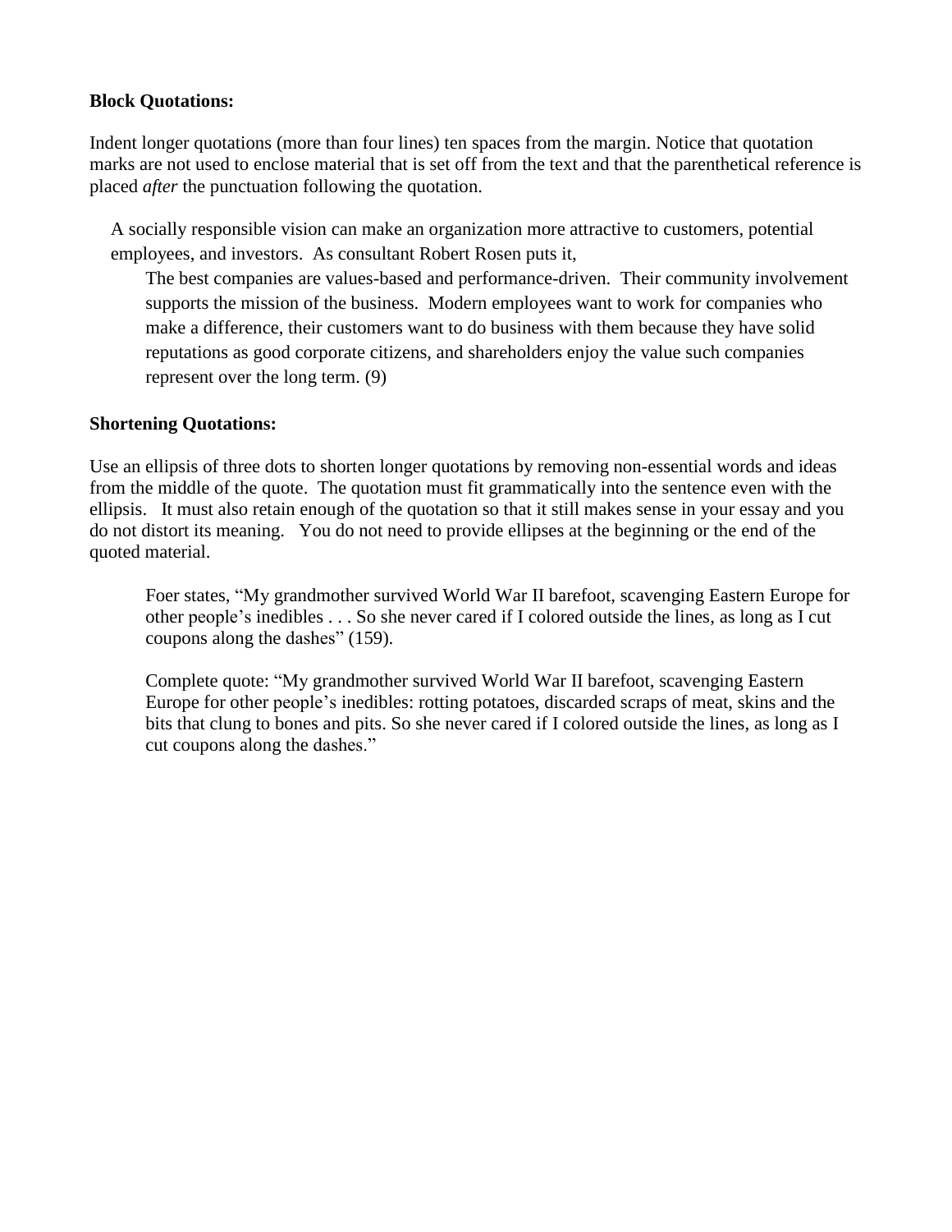**Block Quotations:**

Indent longer quotations (more than four lines) ten spaces from the margin. Notice that quotation marks are not used to enclose material that is set off from the text and that the parenthetical reference is placed *after* the punctuation following the quotation.

A socially responsible vision can make an organization more attractive to customers, potential employees, and investors. As consultant Robert Rosen puts it,

> The best companies are values-based and performance-driven. Their community involvement supports the mission of the business. Modern employees want to work for companies who make a difference, their customers want to do business with them because they have solid reputations as good corporate citizens, and shareholders enjoy the value such companies represent over the long term. (9)

**Shortening Quotations:**

Use an ellipsis of three dots to shorten longer quotations by removing non-essential words and ideas from the middle of the quote. The quotation must fit grammatically into the sentence even with the ellipsis. It must also retain enough of the quotation so that it still makes sense in your essay and you do not distort its meaning. You do not need to provide ellipses at the beginning or the end of the quoted material.

> Foer states, "My grandmother survived World War II barefoot, scavenging Eastern Europe for other people's inedibles . . . So she never cared if I colored outside the lines, as long as I cut coupons along the dashes" (159).
>
> Complete quote: "My grandmother survived World War II barefoot, scavenging Eastern Europe for other people's inedibles: rotting potatoes, discarded scraps of meat, skins and the bits that clung to bones and pits. So she never cared if I colored outside the lines, as long as I cut coupons along the dashes."